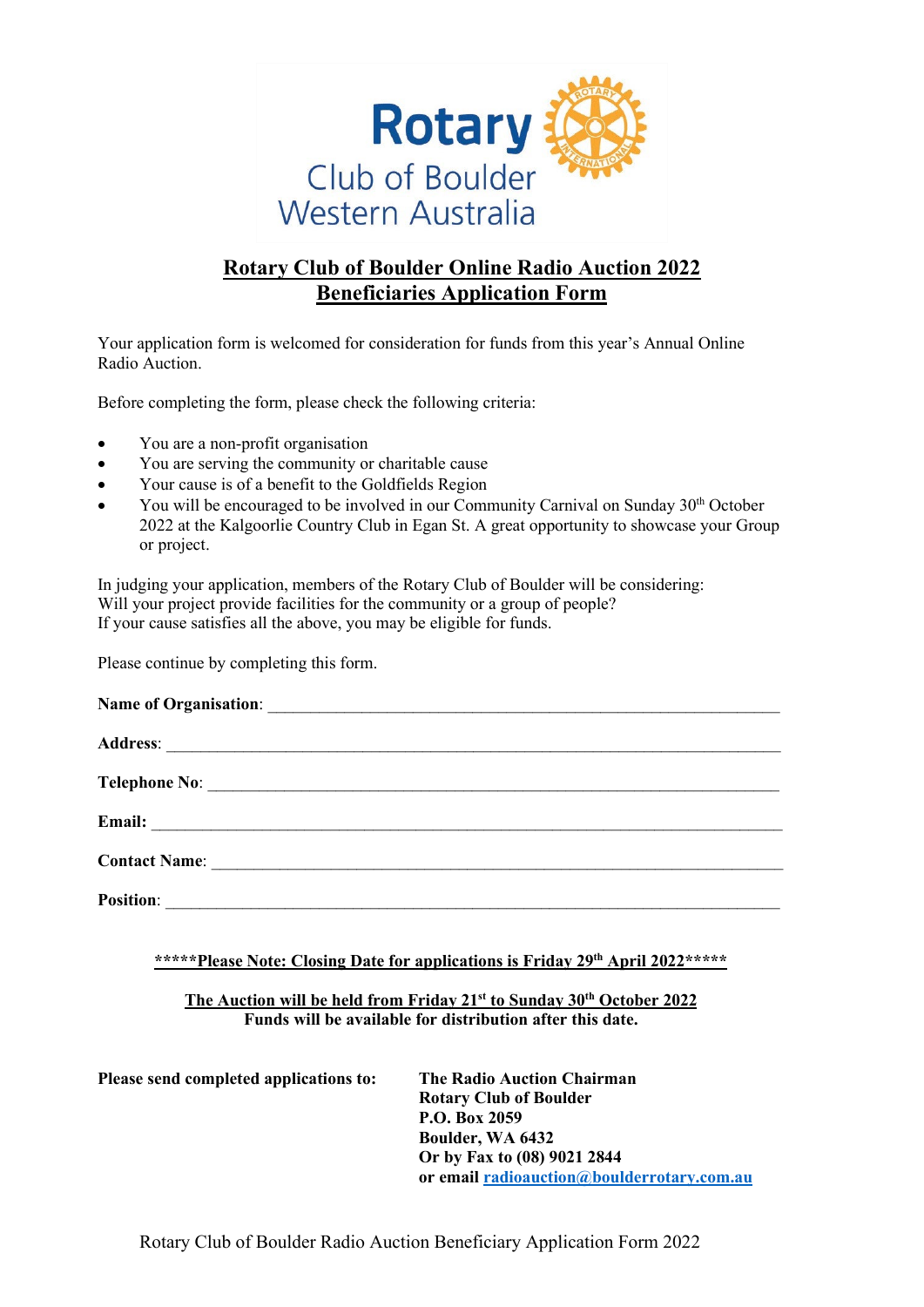Rotary
Club of Boulder
Western Australia

# Rotary Club of Boulder Online Radio Auction 2022
# Beneficiaries Application Form

Your application form is welcomed for consideration for funds from this year's Annual Online Radio Auction.

Before completing the form, please check the following criteria:

- You are a non-profit organisation
- You are serving the community or charitable cause
- Your cause is of a benefit to the Goldfields Region
- You will be encouraged to be involved in our Community Carnival on Sunday 30th October 2022 at the Kalgoorlie Country Club in Egan St. A great opportunity to showcase your Group or project.

In judging your application, members of the Rotary Club of Boulder will be considering:
Will your project provide facilities for the community or a group of people?
If your cause satisfies all the above, you may be eligible for funds.

Please continue by completing this form.

**Name of Organisation**: ____________________________________________________________

**Address**: ____________________________________________________________

**Telephone No**: ____________________________________________________________

**Email:** ____________________________________________________________

**Contact Name**: ____________________________________________________________

**Position**: ____________________________________________________________

**\*\*\*\*\*Please Note: Closing Date for applications is Friday 29th April 2022\*\*\*\*\***

**The Auction will be held from Friday 21st to Sunday 30th October 2022**
**Funds will be available for distribution after this date.**

**Please send completed applications to:**

**The Radio Auction Chairman**
**Rotary Club of Boulder**
**P.O. Box 2059**
**Boulder, WA 6432**
**Or by Fax to (08) 9021 2844**
**or email radioauction@boulderrotary.com.au**

Rotary Club of Boulder Radio Auction Beneficiary Application Form 2022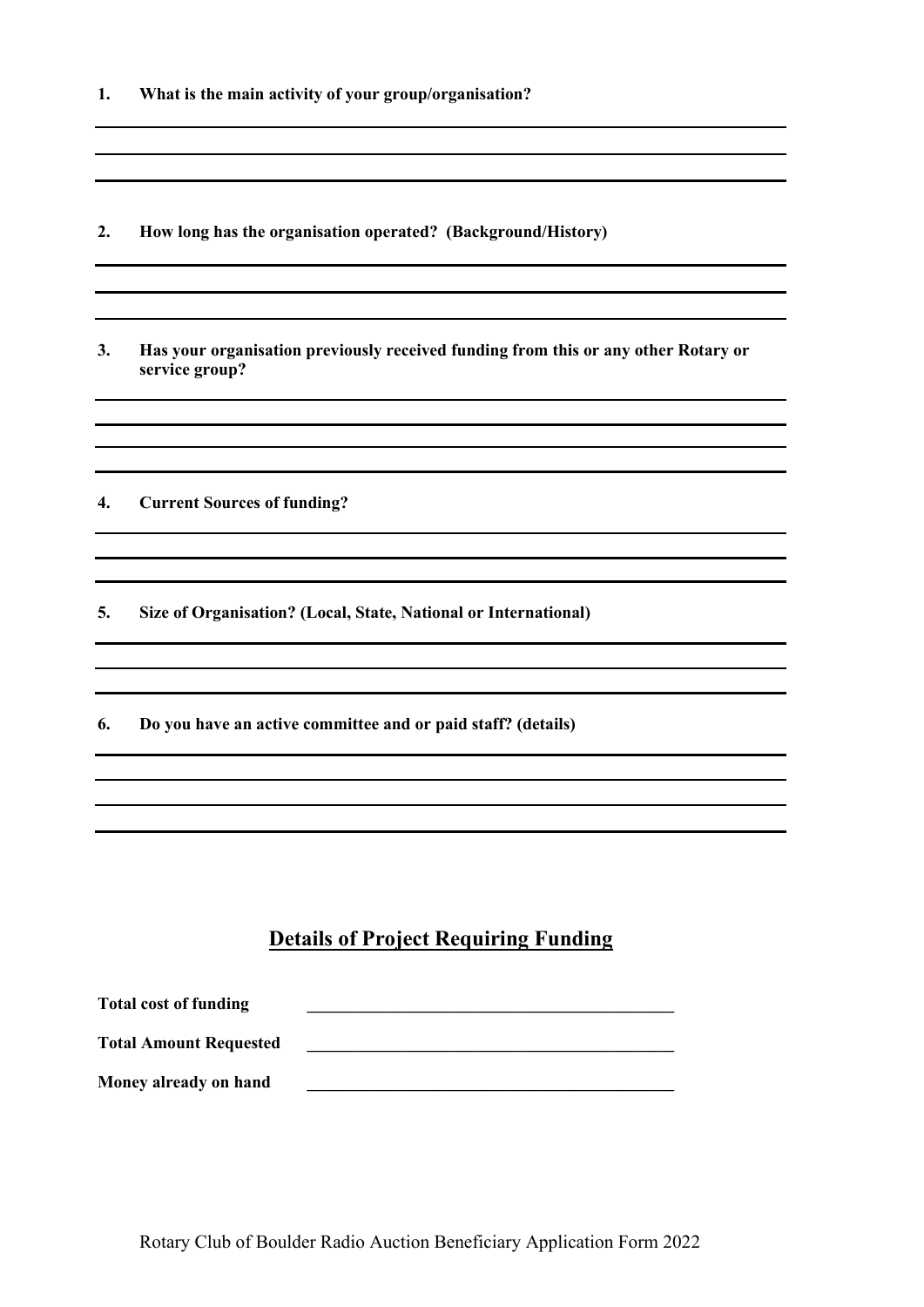**1. What is the main activity of your group/organisation?**

**2. How long has the organisation operated? (Background/History)**

**3. Has your organisation previously received funding from this or any other Rotary or service group?**

**4. Current Sources of funding?**

**5. Size of Organisation? (Local, State, National or International)**

**6. Do you have an active committee and or paid staff? (details)**

## Details of Project Requiring Funding

**Total cost of funding** \_\_\_\_\_\_\_\_\_\_\_\_\_\_\_\_\_\_\_\_\_\_\_\_\_\_\_\_\_\_\_\_\_\_\_\_\_\_\_\_\_\_

**Total Amount Requested** \_\_\_\_\_\_\_\_\_\_\_\_\_\_\_\_\_\_\_\_\_\_\_\_\_\_\_\_\_\_\_\_\_\_\_\_\_\_\_\_\_\_

**Money already on hand** \_\_\_\_\_\_\_\_\_\_\_\_\_\_\_\_\_\_\_\_\_\_\_\_\_\_\_\_\_\_\_\_\_\_\_\_\_\_\_\_\_\_

Rotary Club of Boulder Radio Auction Beneficiary Application Form 2022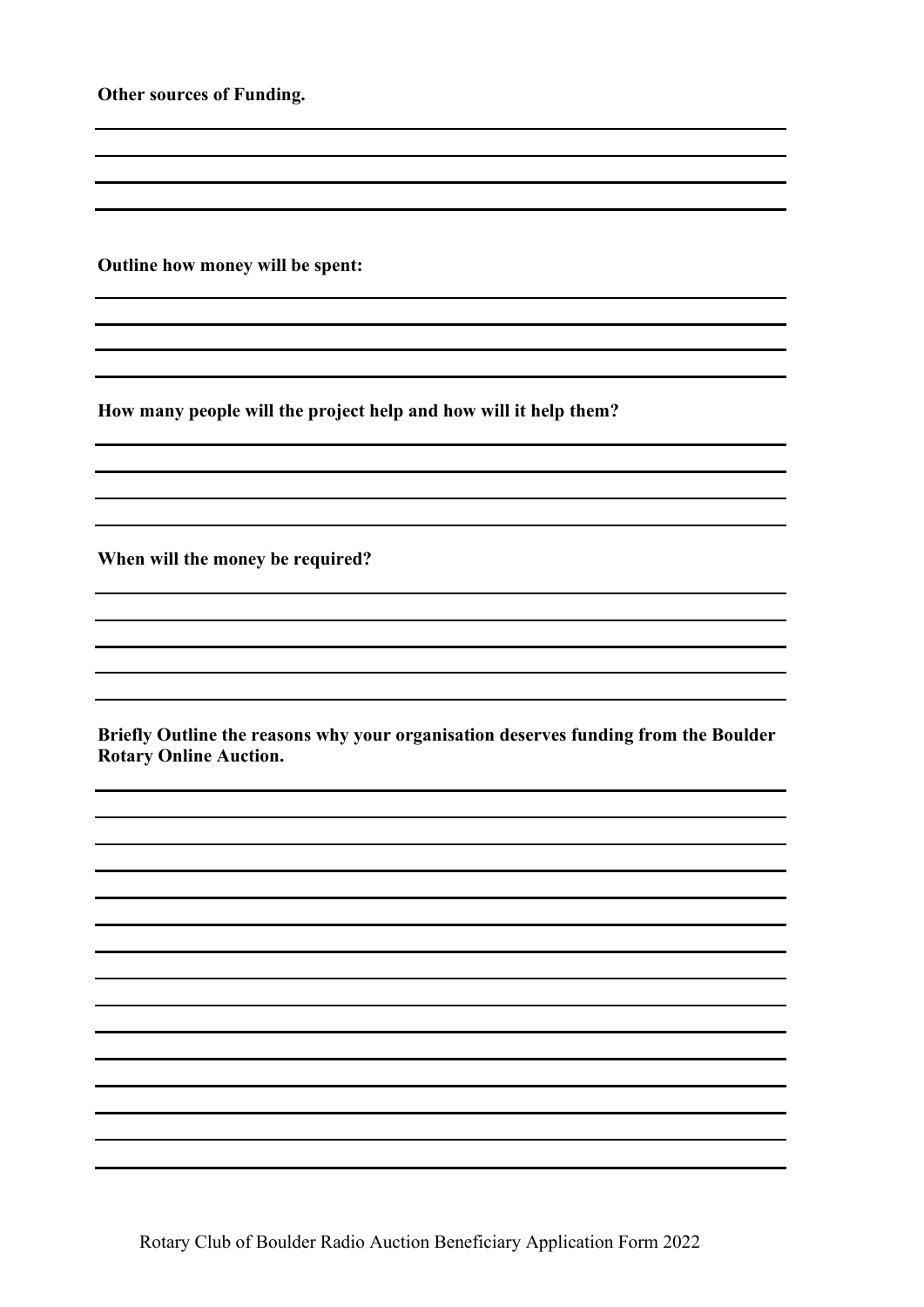**Other sources of Funding.**

**Outline how money will be spent:**

**How many people will the project help and how will it help them?**

**When will the money be required?**

**Briefly Outline the reasons why your organisation deserves funding from the Boulder Rotary Online Auction.**